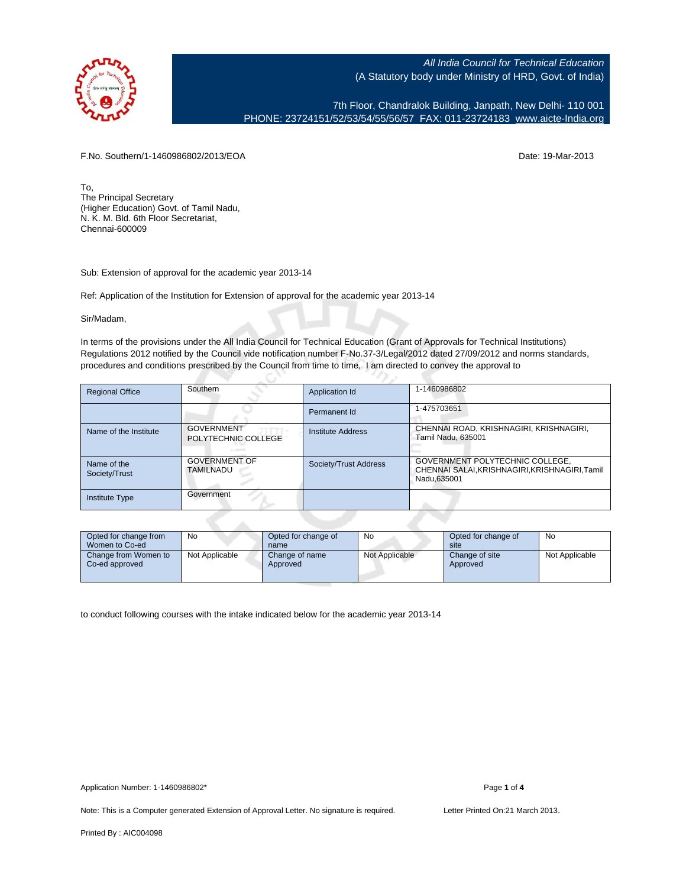All India Council for Technical Education
(A Statutory body under Ministry of HRD, Govt. of India)

7th Floor, Chandralok Building, Janpath, New Delhi- 110 001
PHONE: 23724151/52/53/54/55/56/57 FAX: 011-23724183 www.aicte-India.org

F.No. Southern/1-1460986802/2013/EOA

Date: 19-Mar-2013

To,
The Principal Secretary
(Higher Education) Govt. of Tamil Nadu,
N. K. M. Bld. 6th Floor Secretariat,
Chennai-600009

Sub: Extension of approval for the academic year 2013-14

Ref: Application of the Institution for Extension of approval for the academic year 2013-14

Sir/Madam,

In terms of the provisions under the All India Council for Technical Education (Grant of Approvals for Technical Institutions) Regulations 2012 notified by the Council vide notification number F-No.37-3/Legal/2012 dated 27/09/2012 and norms standards, procedures and conditions prescribed by the Council from time to time, I am directed to convey the approval to

| Regional Office | Southern | Application Id | 1-1460986802 |
|---|---|---|---|
| | | Permanent Id | 1-475703651 |
| Name of the Institute | GOVERNMENT POLYTECHNIC COLLEGE | Institute Address | CHENNAI ROAD, KRISHNAGIRI, KRISHNAGIRI, Tamil Nadu, 635001 |
| Name of the Society/Trust | GOVERNMENT OF TAMILNADU | Society/Trust Address | GOVERNMENT POLYTECHNIC COLLEGE, CHENNAI SALAI,KRISHNAGIRI,KRISHNAGIRI,Tamil Nadu,635001 |
| Institute Type | Government | | |

| Opted for change from Women to Co-ed | No | Opted for change of name | No | Opted for change of site | No |
|---|---|---|---|---|---|
| Change from Women to Co-ed approved | Not Applicable | Change of name Approved | Not Applicable | Change of site Approved | Not Applicable |

to conduct following courses with the intake indicated below for the academic year 2013-14

Application Number: 1-1460986802*

Note: This is a Computer generated Extension of Approval Letter. No signature is required.

Letter Printed On:21 March 2013.

Printed By : AIC004098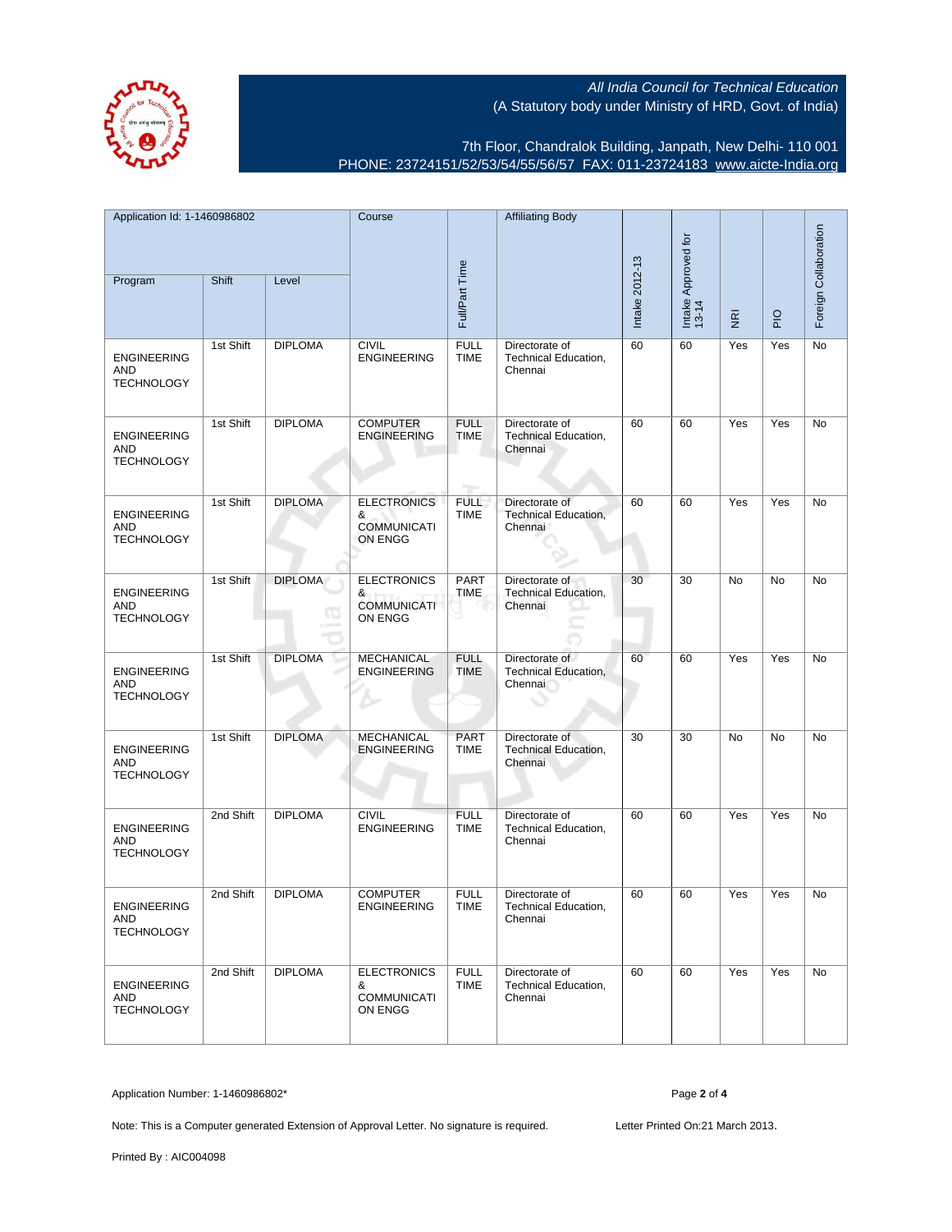All India Council for Technical Education
(A Statutory body under Ministry of HRD, Govt. of India)

7th Floor, Chandralok Building, Janpath, New Delhi- 110 001
PHONE: 23724151/52/53/54/55/56/57 FAX: 011-23724183 www.aicte-India.org

| Application Id: 1-1460986802 | | | Course | Full/Part Time | Affiliating Body | Intake 2012-13 | Intake Approved for 13-14 | NRI | PIO | Foreign Collaboration |
|---|---|---|---|---|---|---|---|---|---|---|
| Program | Shift | Level | | | | | | | | |
| ENGINEERING AND TECHNOLOGY | 1st Shift | DIPLOMA | CIVIL ENGINEERING | FULL TIME | Directorate of Technical Education, Chennai | 60 | 60 | Yes | Yes | No |
| ENGINEERING AND TECHNOLOGY | 1st Shift | DIPLOMA | COMPUTER ENGINEERING | FULL TIME | Directorate of Technical Education, Chennai | 60 | 60 | Yes | Yes | No |
| ENGINEERING AND TECHNOLOGY | 1st Shift | DIPLOMA | ELECTRONICS & COMMUNICATION ENGG | FULL TIME | Directorate of Technical Education, Chennai | 60 | 60 | Yes | Yes | No |
| ENGINEERING AND TECHNOLOGY | 1st Shift | DIPLOMA | ELECTRONICS & COMMUNICATION ENGG | PART TIME | Directorate of Technical Education, Chennai | 30 | 30 | No | No | No |
| ENGINEERING AND TECHNOLOGY | 1st Shift | DIPLOMA | MECHANICAL ENGINEERING | FULL TIME | Directorate of Technical Education, Chennai | 60 | 60 | Yes | Yes | No |
| ENGINEERING AND TECHNOLOGY | 1st Shift | DIPLOMA | MECHANICAL ENGINEERING | PART TIME | Directorate of Technical Education, Chennai | 30 | 30 | No | No | No |
| ENGINEERING AND TECHNOLOGY | 2nd Shift | DIPLOMA | CIVIL ENGINEERING | FULL TIME | Directorate of Technical Education, Chennai | 60 | 60 | Yes | Yes | No |
| ENGINEERING AND TECHNOLOGY | 2nd Shift | DIPLOMA | COMPUTER ENGINEERING | FULL TIME | Directorate of Technical Education, Chennai | 60 | 60 | Yes | Yes | No |
| ENGINEERING AND TECHNOLOGY | 2nd Shift | DIPLOMA | ELECTRONICS & COMMUNICATION ENGG | FULL TIME | Directorate of Technical Education, Chennai | 60 | 60 | Yes | Yes | No |

Application Number: 1-1460986802*

Note: This is a Computer generated Extension of Approval Letter. No signature is required.

Letter Printed On:21 March 2013.

Printed By : AIC004098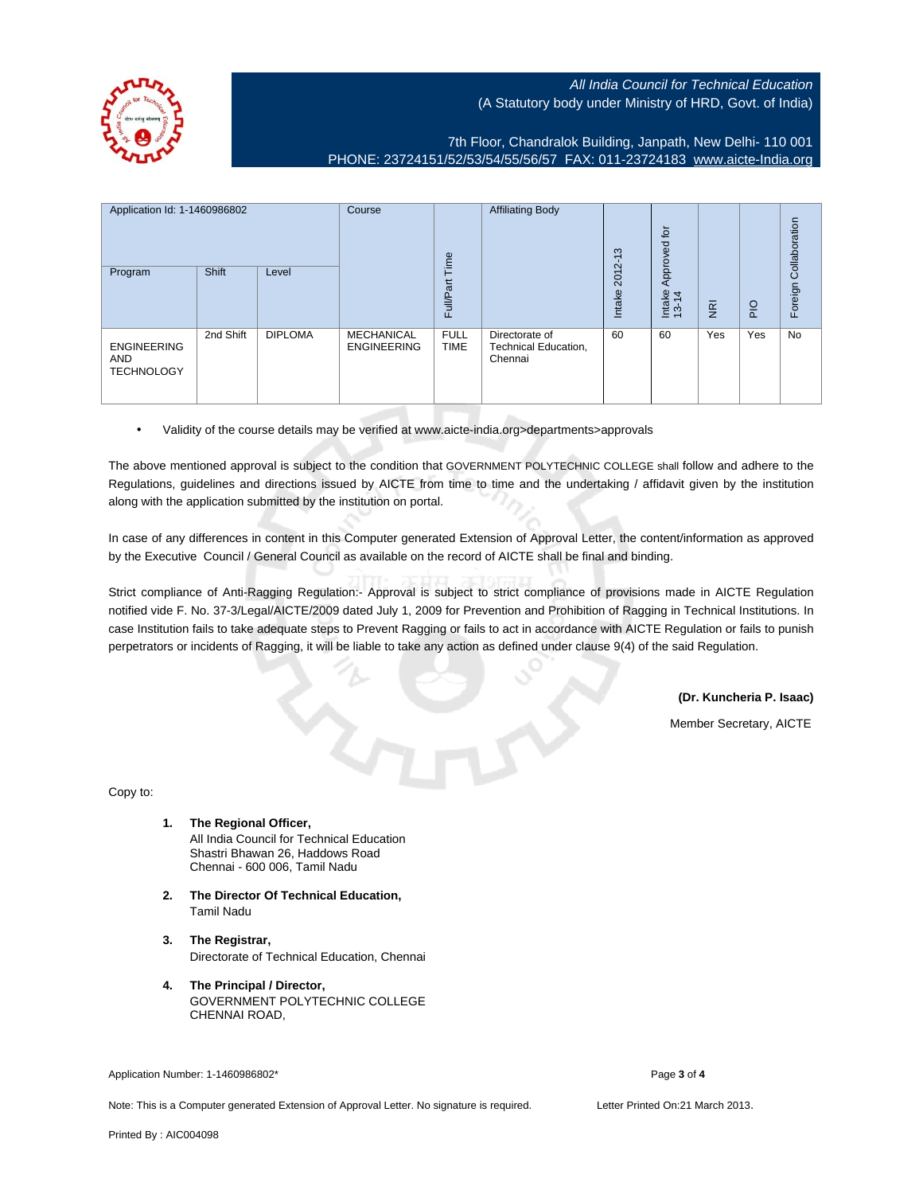All India Council for Technical Education
(A Statutory body under Ministry of HRD, Govt. of India)

7th Floor, Chandralok Building, Janpath, New Delhi- 110 001
PHONE: 23724151/52/53/54/55/56/57 FAX: 011-23724183 www.aicte-India.org

| Application Id: 1-1460986802 | | | Course | Full/Part Time | Affiliating Body | Intake 2012-13 | Intake Approved for 13-14 | NRI | PIO | Foreign Collaboration |
|---|---|---|---|---|---|---|---|---|---|---|
| Program | Shift | Level | | | | | | | | |
| ENGINEERING AND TECHNOLOGY | 2nd Shift | DIPLOMA | MECHANICAL ENGINEERING | FULL TIME | Directorate of Technical Education, Chennai | 60 | 60 | Yes | Yes | No |

- Validity of the course details may be verified at www.aicte-india.org>departments>approvals

The above mentioned approval is subject to the condition that GOVERNMENT POLYTECHNIC COLLEGE shall follow and adhere to the Regulations, guidelines and directions issued by AICTE from time to time and the undertaking / affidavit given by the institution along with the application submitted by the institution on portal.

In case of any differences in content in this Computer generated Extension of Approval Letter, the content/information as approved by the Executive Council / General Council as available on the record of AICTE shall be final and binding.

Strict compliance of Anti-Ragging Regulation:- Approval is subject to strict compliance of provisions made in AICTE Regulation notified vide F. No. 37-3/Legal/AICTE/2009 dated July 1, 2009 for Prevention and Prohibition of Ragging in Technical Institutions. In case Institution fails to take adequate steps to Prevent Ragging or fails to act in accordance with AICTE Regulation or fails to punish perpetrators or incidents of Ragging, it will be liable to take any action as defined under clause 9(4) of the said Regulation.

**(Dr. Kuncheria P. Isaac)**

Member Secretary, AICTE

Copy to:

1. **The Regional Officer,**
   All India Council for Technical Education
   Shastri Bhawan 26, Haddows Road
   Chennai - 600 006, Tamil Nadu

2. **The Director Of Technical Education,**
   Tamil Nadu

3. **The Registrar,**
   Directorate of Technical Education, Chennai

4. **The Principal / Director,**
   GOVERNMENT POLYTECHNIC COLLEGE
   CHENNAI ROAD,

Application Number: 1-1460986802*

Note: This is a Computer generated Extension of Approval Letter. No signature is required.

Letter Printed On:21 March 2013.

Printed By : AIC004098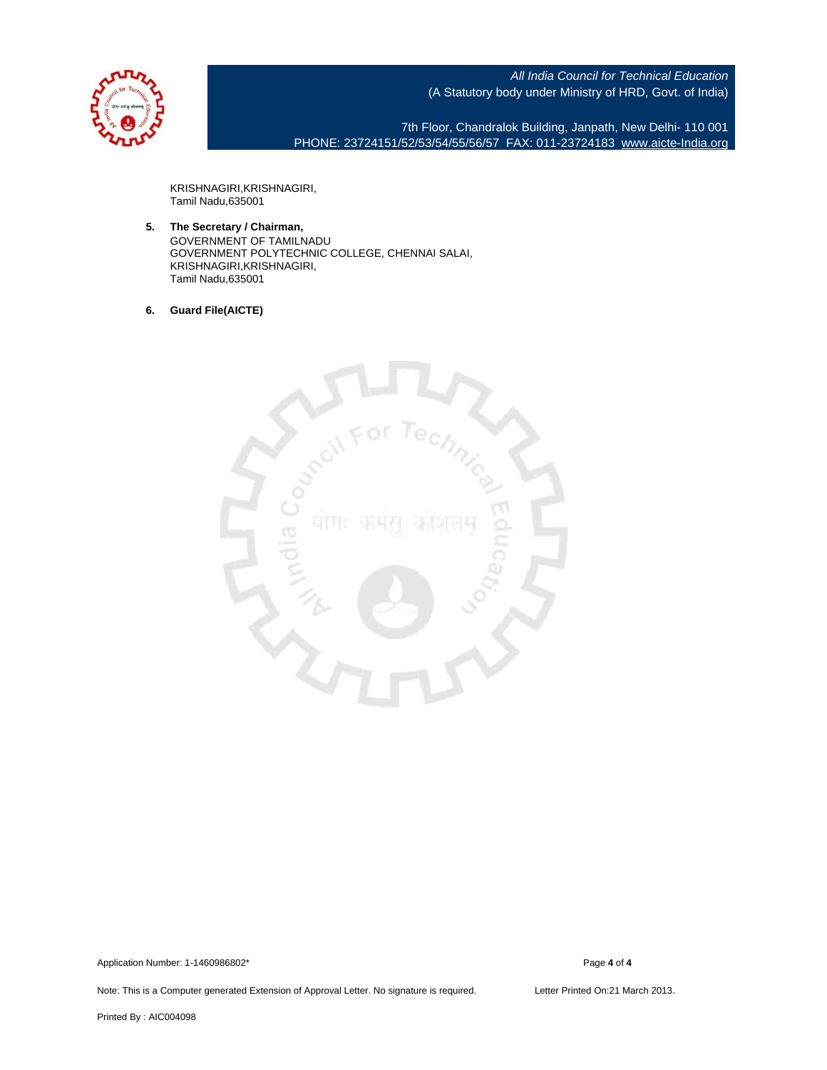KRISHNAGIRI,KRISHNAGIRI,
Tamil Nadu,635001

5. **The Secretary / Chairman,**
   GOVERNMENT OF TAMILNADU
   GOVERNMENT POLYTECHNIC COLLEGE, CHENNAI SALAI,
   KRISHNAGIRI,KRISHNAGIRI,
   Tamil Nadu,635001

6. **Guard File(AICTE)**

Application Number: 1-1460986802*

Note: This is a Computer generated Extension of Approval Letter. No signature is required.

Letter Printed On:21 March 2013.

Printed By : AIC004098